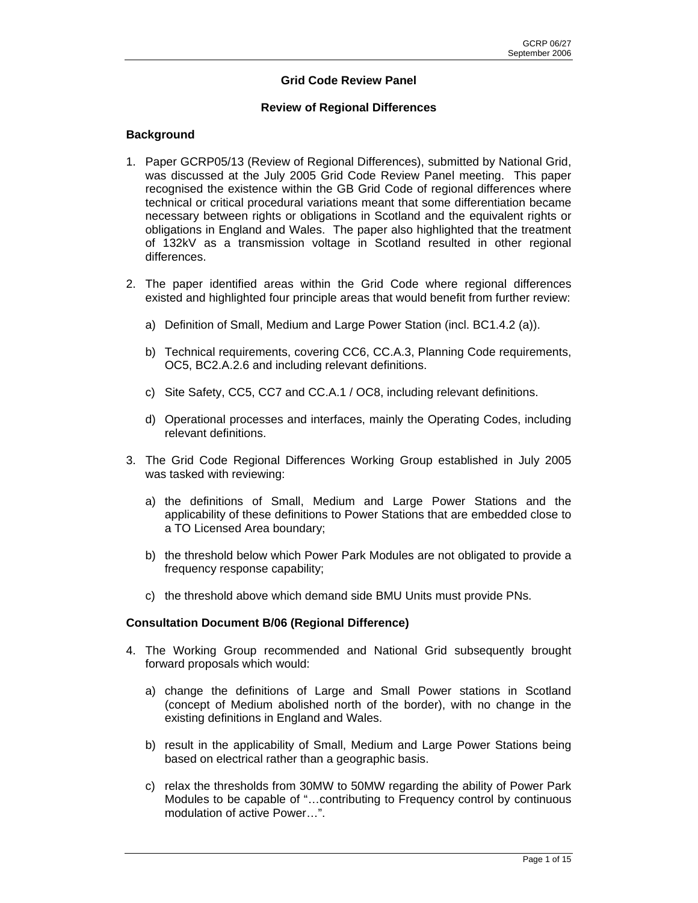# Grid Code Review Panel

## Review of Regional Differences

### Background

1. Paper GCRP05/13 (Review of Regional Differences), submitted by National Grid, was discussed at the July 2005 Grid Code Review Panel meeting. This paper recognised the existence within the GB Grid Code of regional differences where technical or critical procedural variations meant that some differentiation became necessary between rights or obligations in Scotland and the equivalent rights or obligations in England and Wales. The paper also highlighted that the treatment of 132kV as a transmission voltage in Scotland resulted in other regional differences.

2. The paper identified areas within the Grid Code where regional differences existed and highlighted four principle areas that would benefit from further review:

   a) Definition of Small, Medium and Large Power Station (incl. BC1.4.2 (a)).

   b) Technical requirements, covering CC6, CC.A.3, Planning Code requirements, OC5, BC2.A.2.6 and including relevant definitions.

   c) Site Safety, CC5, CC7 and CC.A.1 / OC8, including relevant definitions.

   d) Operational processes and interfaces, mainly the Operating Codes, including relevant definitions.

3. The Grid Code Regional Differences Working Group established in July 2005 was tasked with reviewing:

   a) the definitions of Small, Medium and Large Power Stations and the applicability of these definitions to Power Stations that are embedded close to a TO Licensed Area boundary;

   b) the threshold below which Power Park Modules are not obligated to provide a frequency response capability;

   c) the threshold above which demand side BMU Units must provide PNs.

### Consultation Document B/06 (Regional Difference)

4. The Working Group recommended and National Grid subsequently brought forward proposals which would:

   a) change the definitions of Large and Small Power stations in Scotland (concept of Medium abolished north of the border), with no change in the existing definitions in England and Wales.

   b) result in the applicability of Small, Medium and Large Power Stations being based on electrical rather than a geographic basis.

   c) relax the thresholds from 30MW to 50MW regarding the ability of Power Park Modules to be capable of "…contributing to Frequency control by continuous modulation of active Power…".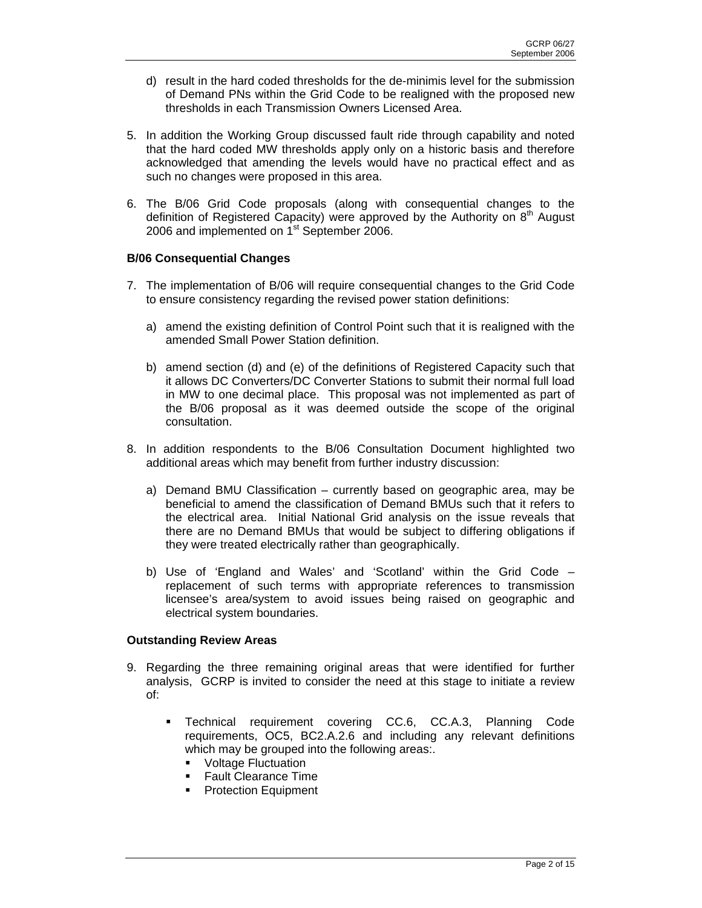d) result in the hard coded thresholds for the de-minimis level for the submission of Demand PNs within the Grid Code to be realigned with the proposed new thresholds in each Transmission Owners Licensed Area.

5. In addition the Working Group discussed fault ride through capability and noted that the hard coded MW thresholds apply only on a historic basis and therefore acknowledged that amending the levels would have no practical effect and as such no changes were proposed in this area.

6. The B/06 Grid Code proposals (along with consequential changes to the definition of Registered Capacity) were approved by the Authority on 8th August 2006 and implemented on 1st September 2006.

**B/06 Consequential Changes**

7. The implementation of B/06 will require consequential changes to the Grid Code to ensure consistency regarding the revised power station definitions:

   a) amend the existing definition of Control Point such that it is realigned with the amended Small Power Station definition.

   b) amend section (d) and (e) of the definitions of Registered Capacity such that it allows DC Converters/DC Converter Stations to submit their normal full load in MW to one decimal place. This proposal was not implemented as part of the B/06 proposal as it was deemed outside the scope of the original consultation.

8. In addition respondents to the B/06 Consultation Document highlighted two additional areas which may benefit from further industry discussion:

   a) Demand BMU Classification – currently based on geographic area, may be beneficial to amend the classification of Demand BMUs such that it refers to the electrical area. Initial National Grid analysis on the issue reveals that there are no Demand BMUs that would be subject to differing obligations if they were treated electrically rather than geographically.

   b) Use of 'England and Wales' and 'Scotland' within the Grid Code – replacement of such terms with appropriate references to transmission licensee's area/system to avoid issues being raised on geographic and electrical system boundaries.

**Outstanding Review Areas**

9. Regarding the three remaining original areas that were identified for further analysis, GCRP is invited to consider the need at this stage to initiate a review of:

   - Technical requirement covering CC.6, CC.A.3, Planning Code requirements, OC5, BC2.A.2.6 and including any relevant definitions which may be grouped into the following areas:.
     - Voltage Fluctuation
     - Fault Clearance Time
     - Protection Equipment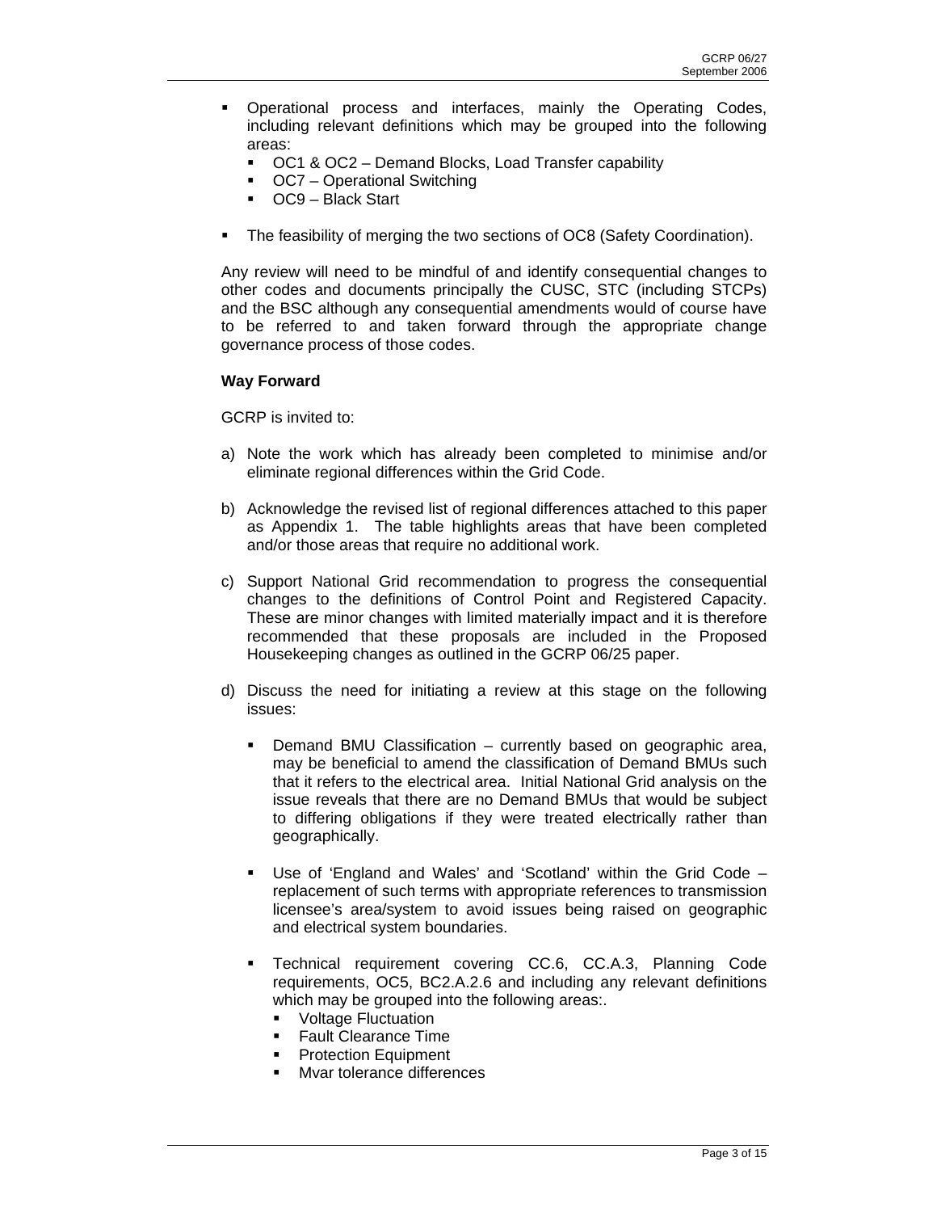- Operational process and interfaces, mainly the Operating Codes, including relevant definitions which may be grouped into the following areas:
  - OC1 & OC2 – Demand Blocks, Load Transfer capability
  - OC7 – Operational Switching
  - OC9 – Black Start

- The feasibility of merging the two sections of OC8 (Safety Coordination).

Any review will need to be mindful of and identify consequential changes to other codes and documents principally the CUSC, STC (including STCPs) and the BSC although any consequential amendments would of course have to be referred to and taken forward through the appropriate change governance process of those codes.

**Way Forward**

GCRP is invited to:

a) Note the work which has already been completed to minimise and/or eliminate regional differences within the Grid Code.

b) Acknowledge the revised list of regional differences attached to this paper as Appendix 1. The table highlights areas that have been completed and/or those areas that require no additional work.

c) Support National Grid recommendation to progress the consequential changes to the definitions of Control Point and Registered Capacity. These are minor changes with limited materially impact and it is therefore recommended that these proposals are included in the Proposed Housekeeping changes as outlined in the GCRP 06/25 paper.

d) Discuss the need for initiating a review at this stage on the following issues:

   - Demand BMU Classification – currently based on geographic area, may be beneficial to amend the classification of Demand BMUs such that it refers to the electrical area. Initial National Grid analysis on the issue reveals that there are no Demand BMUs that would be subject to differing obligations if they were treated electrically rather than geographically.

   - Use of 'England and Wales' and 'Scotland' within the Grid Code – replacement of such terms with appropriate references to transmission licensee's area/system to avoid issues being raised on geographic and electrical system boundaries.

   - Technical requirement covering CC.6, CC.A.3, Planning Code requirements, OC5, BC2.A.2.6 and including any relevant definitions which may be grouped into the following areas:.
     - Voltage Fluctuation
     - Fault Clearance Time
     - Protection Equipment
     - Mvar tolerance differences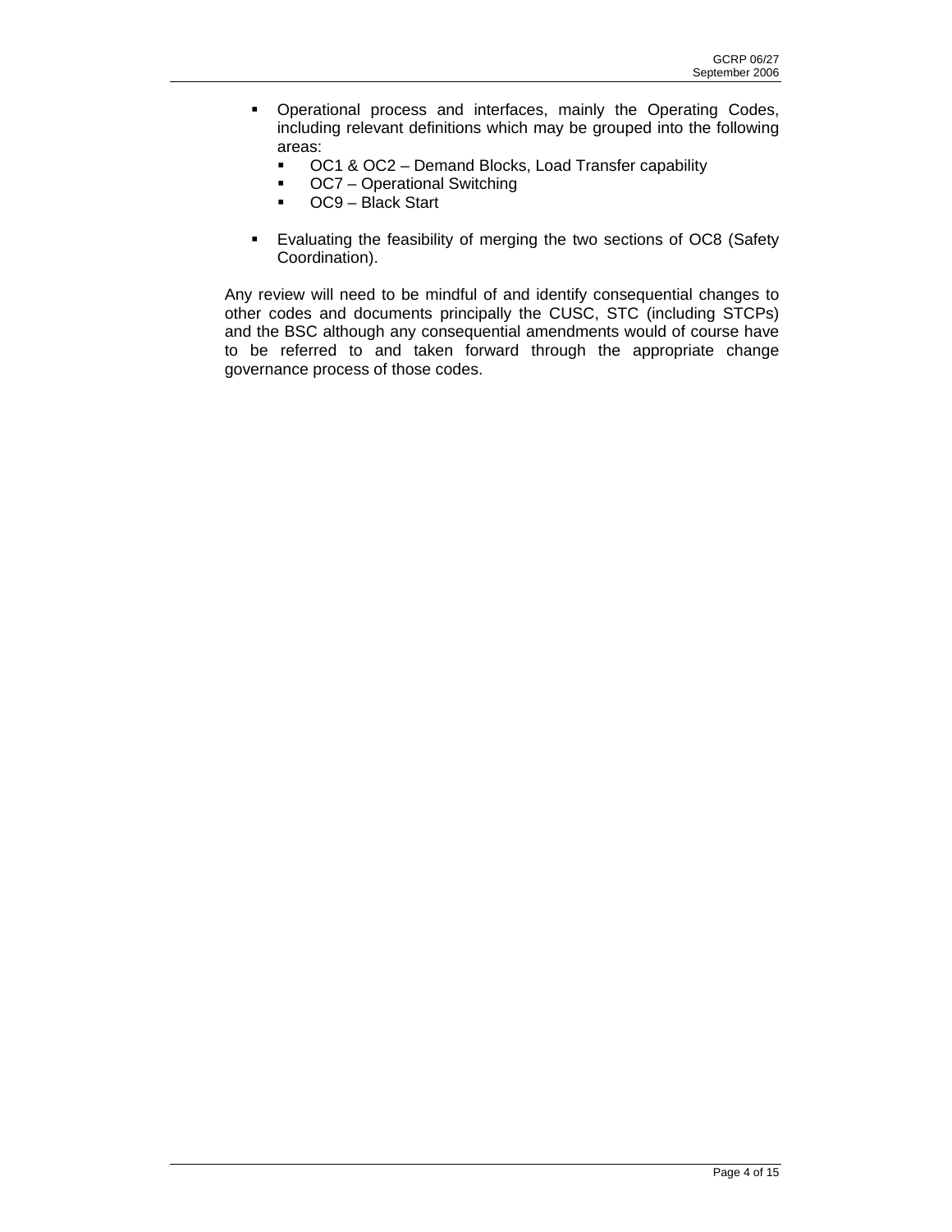- Operational process and interfaces, mainly the Operating Codes, including relevant definitions which may be grouped into the following areas:
  - OC1 & OC2 – Demand Blocks, Load Transfer capability
  - OC7 – Operational Switching
  - OC9 – Black Start

- Evaluating the feasibility of merging the two sections of OC8 (Safety Coordination).

Any review will need to be mindful of and identify consequential changes to other codes and documents principally the CUSC, STC (including STCPs) and the BSC although any consequential amendments would of course have to be referred to and taken forward through the appropriate change governance process of those codes.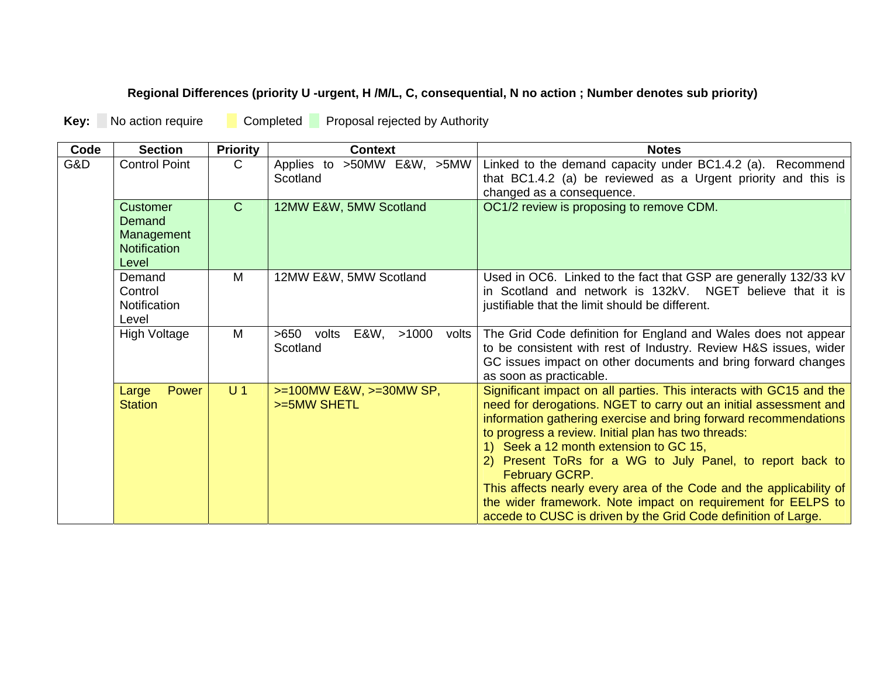**Regional Differences (priority U -urgent, H /M/L, C, consequential, N no action ; Number denotes sub priority)**

**Key:** No action require Completed Proposal rejected by Authority

| Code | Section | Priority | Context | Notes |
|---|---|---|---|---|
| G&D | Control Point | C | Applies to >50MW E&W, >5MW Scotland | Linked to the demand capacity under BC1.4.2 (a). Recommend that BC1.4.2 (a) be reviewed as a Urgent priority and this is changed as a consequence. |
| | Customer Demand Management Notification Level | C | 12MW E&W, 5MW Scotland | OC1/2 review is proposing to remove CDM. |
| | Demand Control Notification Level | M | 12MW E&W, 5MW Scotland | Used in OC6. Linked to the fact that GSP are generally 132/33 kV in Scotland and network is 132kV. NGET believe that it is justifiable that the limit should be different. |
| | High Voltage | M | >650 volts E&W, >1000 volts Scotland | The Grid Code definition for England and Wales does not appear to be consistent with rest of Industry. Review H&S issues, wider GC issues impact on other documents and bring forward changes as soon as practicable. |
| | Large Power Station | U 1 | >=100MW E&W, >=30MW SP, >=5MW SHETL | Significant impact on all parties. This interacts with GC15 and the need for derogations. NGET to carry out an initial assessment and information gathering exercise and bring forward recommendations to progress a review. Initial plan has two threads: 1) Seek a 12 month extension to GC 15, 2) Present ToRs for a WG to July Panel, to report back to February GCRP. This affects nearly every area of the Code and the applicability of the wider framework. Note impact on requirement for EELPS to accede to CUSC is driven by the Grid Code definition of Large. |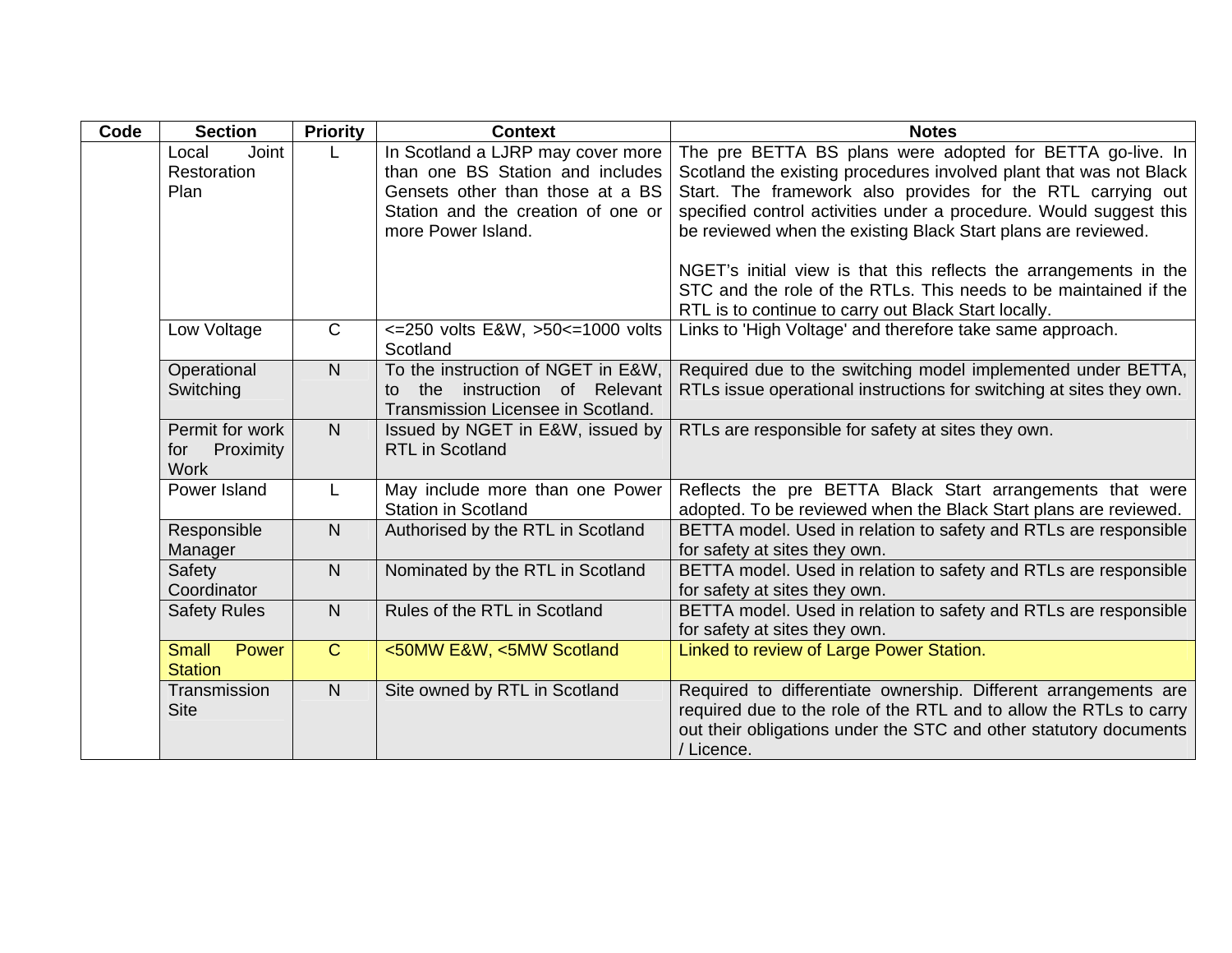| Code | Section | Priority | Context | Notes |
|---|---|---|---|---|
| | Local Joint Restoration Plan | L | In Scotland a LJRP may cover more than one BS Station and includes Gensets other than those at a BS Station and the creation of one or more Power Island. | The pre BETTA BS plans were adopted for BETTA go-live. In Scotland the existing procedures involved plant that was not Black Start. The framework also provides for the RTL carrying out specified control activities under a procedure. Would suggest this be reviewed when the existing Black Start plans are reviewed.<br><br>NGET's initial view is that this reflects the arrangements in the STC and the role of the RTLs. This needs to be maintained if the RTL is to continue to carry out Black Start locally. |
| | Low Voltage | C | <=250 volts E&W, >50<=1000 volts Scotland | Links to 'High Voltage' and therefore take same approach. |
| | Operational Switching | N | To the instruction of NGET in E&W, to the instruction of Relevant Transmission Licensee in Scotland. | Required due to the switching model implemented under BETTA, RTLs issue operational instructions for switching at sites they own. |
| | Permit for work for Proximity Work | N | Issued by NGET in E&W, issued by RTL in Scotland | RTLs are responsible for safety at sites they own. |
| | Power Island | L | May include more than one Power Station in Scotland | Reflects the pre BETTA Black Start arrangements that were adopted. To be reviewed when the Black Start plans are reviewed. |
| | Responsible Manager | N | Authorised by the RTL in Scotland | BETTA model. Used in relation to safety and RTLs are responsible for safety at sites they own. |
| | Safety Coordinator | N | Nominated by the RTL in Scotland | BETTA model. Used in relation to safety and RTLs are responsible for safety at sites they own. |
| | Safety Rules | N | Rules of the RTL in Scotland | BETTA model. Used in relation to safety and RTLs are responsible for safety at sites they own. |
| | Small Power Station | C | <50MW E&W, <5MW Scotland | Linked to review of Large Power Station. |
| | Transmission Site | N | Site owned by RTL in Scotland | Required to differentiate ownership. Different arrangements are required due to the role of the RTL and to allow the RTLs to carry out their obligations under the STC and other statutory documents / Licence. |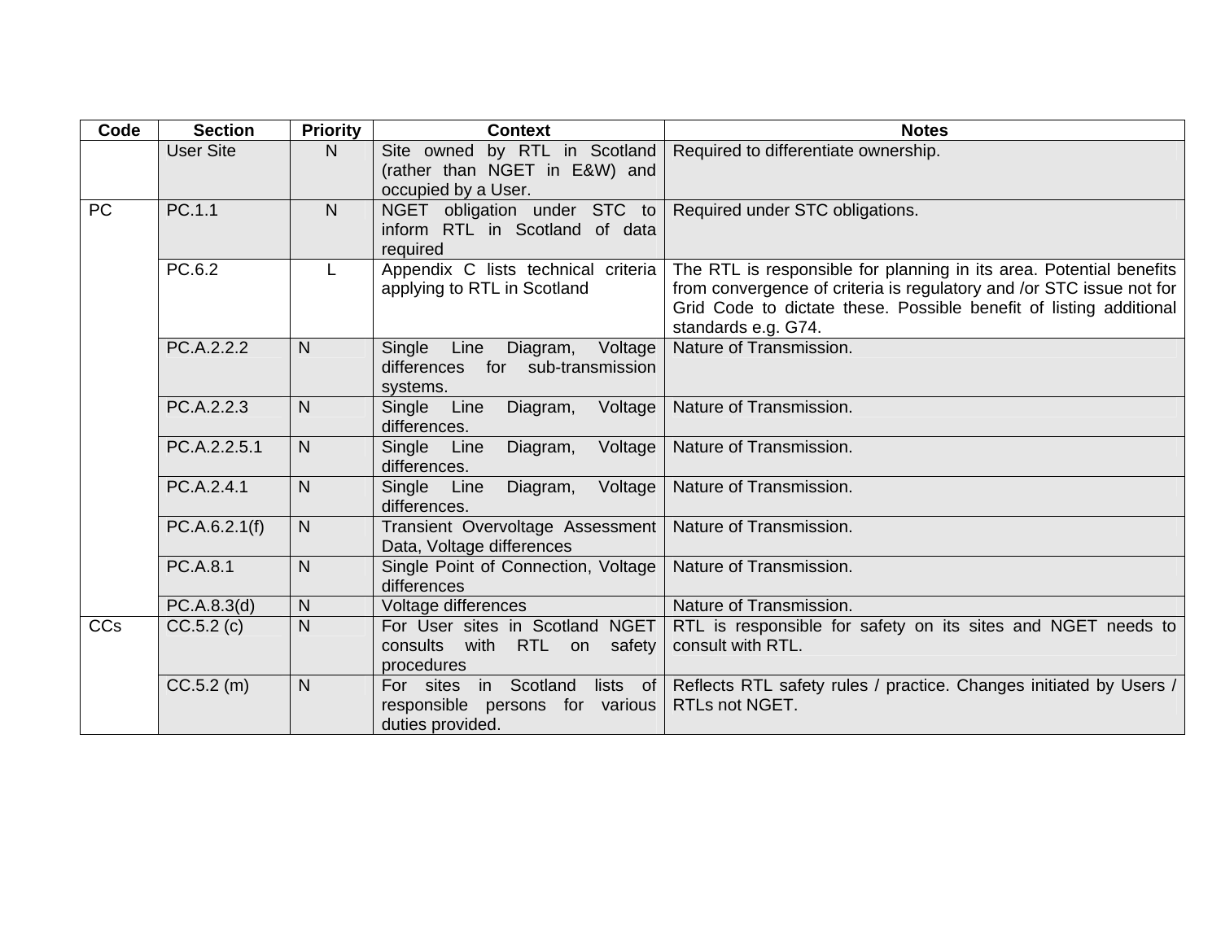| Code | Section | Priority | Context | Notes |
|---|---|---|---|---|
| | User Site | N | Site owned by RTL in Scotland (rather than NGET in E&W) and occupied by a User. | Required to differentiate ownership. |
| PC | PC.1.1 | N | NGET obligation under STC to inform RTL in Scotland of data required | Required under STC obligations. |
| | PC.6.2 | L | Appendix C lists technical criteria applying to RTL in Scotland | The RTL is responsible for planning in its area. Potential benefits from convergence of criteria is regulatory and /or STC issue not for Grid Code to dictate these. Possible benefit of listing additional standards e.g. G74. |
| | PC.A.2.2.2 | N | Single Line Diagram, Voltage differences for sub-transmission systems. | Nature of Transmission. |
| | PC.A.2.2.3 | N | Single Line Diagram, Voltage differences. | Nature of Transmission. |
| | PC.A.2.2.5.1 | N | Single Line Diagram, Voltage differences. | Nature of Transmission. |
| | PC.A.2.4.1 | N | Single Line Diagram, Voltage differences. | Nature of Transmission. |
| | PC.A.6.2.1(f) | N | Transient Overvoltage Assessment Data, Voltage differences | Nature of Transmission. |
| | PC.A.8.1 | N | Single Point of Connection, Voltage differences | Nature of Transmission. |
| | PC.A.8.3(d) | N | Voltage differences | Nature of Transmission. |
| CCs | CC.5.2 (c) | N | For User sites in Scotland NGET consults with RTL on safety procedures | RTL is responsible for safety on its sites and NGET needs to consult with RTL. |
| | CC.5.2 (m) | N | For sites in Scotland lists of responsible persons for various duties provided. | Reflects RTL safety rules / practice. Changes initiated by Users / RTLs not NGET. |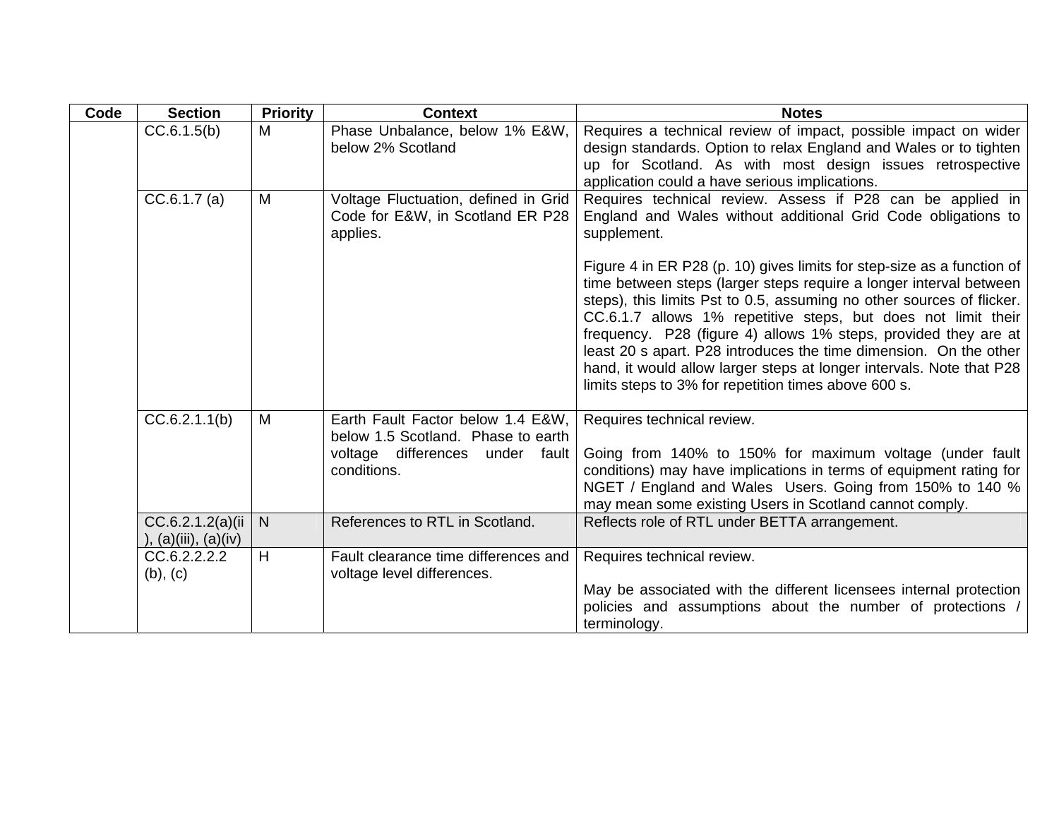| Code | Section | Priority | Context | Notes |
| --- | --- | --- | --- | --- |
| | CC.6.1.5(b) | M | Phase Unbalance, below 1% E&W, below 2% Scotland | Requires a technical review of impact, possible impact on wider design standards. Option to relax England and Wales or to tighten up for Scotland. As with most design issues retrospective application could a have serious implications. |
| | CC.6.1.7 (a) | M | Voltage Fluctuation, defined in Grid Code for E&W, in Scotland ER P28 applies. | Requires technical review. Assess if P28 can be applied in England and Wales without additional Grid Code obligations to supplement.<br><br>Figure 4 in ER P28 (p. 10) gives limits for step-size as a function of time between steps (larger steps require a longer interval between steps), this limits Pst to 0.5, assuming no other sources of flicker. CC.6.1.7 allows 1% repetitive steps, but does not limit their frequency. P28 (figure 4) allows 1% steps, provided they are at least 20 s apart. P28 introduces the time dimension. On the other hand, it would allow larger steps at longer intervals. Note that P28 limits steps to 3% for repetition times above 600 s. |
| | CC.6.2.1.1(b) | M | Earth Fault Factor below 1.4 E&W, below 1.5 Scotland. Phase to earth voltage differences under fault conditions. | Requires technical review.<br><br>Going from 140% to 150% for maximum voltage (under fault conditions) may have implications in terms of equipment rating for NGET / England and Wales Users. Going from 150% to 140 % may mean some existing Users in Scotland cannot comply. |
| | CC.6.2.1.2(a)(ii), (a)(iii), (a)(iv) | N | References to RTL in Scotland. | Reflects role of RTL under BETTA arrangement. |
| | CC.6.2.2.2.2 (b), (c) | H | Fault clearance time differences and voltage level differences. | Requires technical review.<br><br>May be associated with the different licensees internal protection policies and assumptions about the number of protections / terminology. |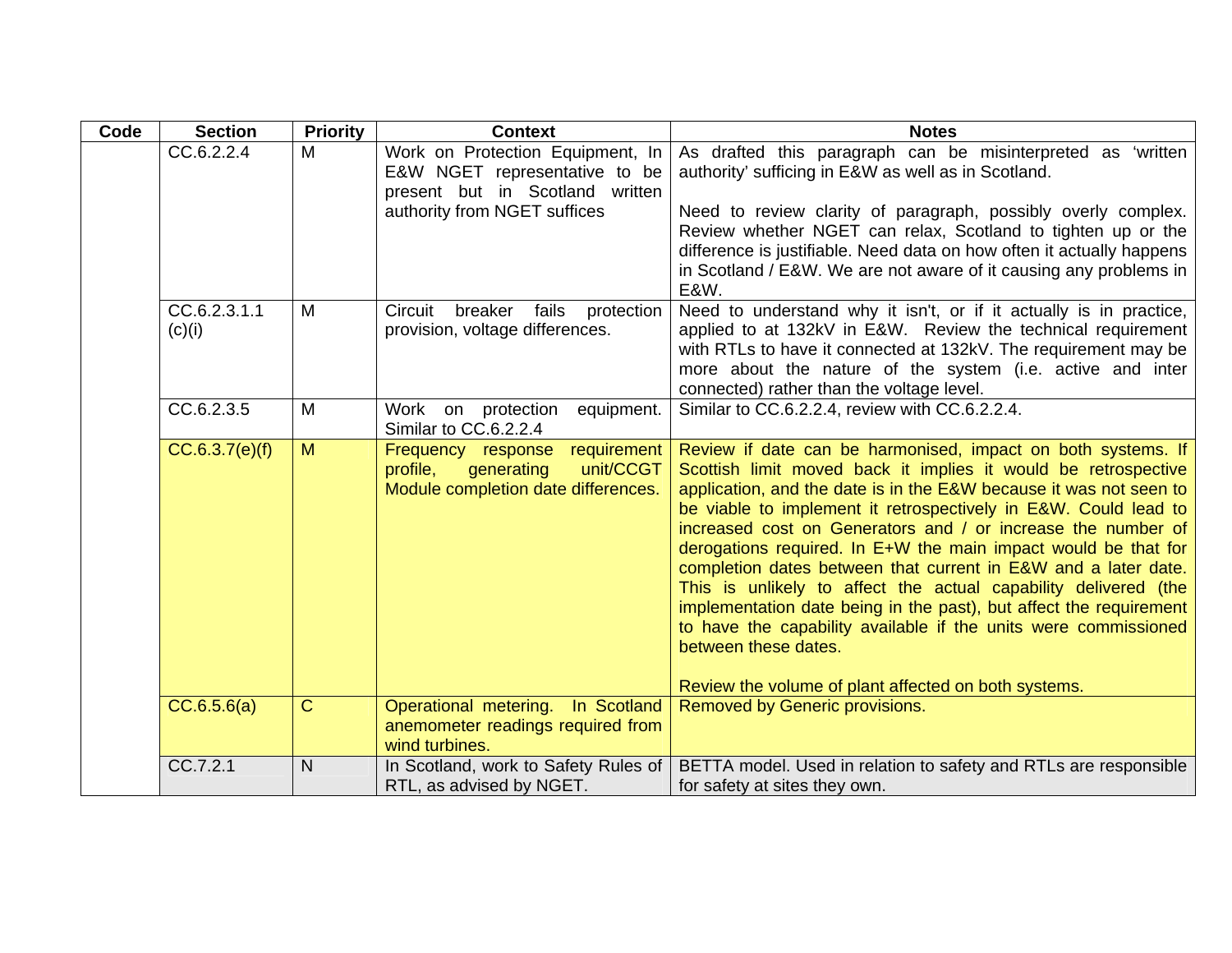| Code | Section | Priority | Context | Notes |
|---|---|---|---|---|
| | CC.6.2.2.4 | M | Work on Protection Equipment, In E&W NGET representative to be present but in Scotland written authority from NGET suffices | As drafted this paragraph can be misinterpreted as 'written authority' sufficing in E&W as well as in Scotland.<br><br>Need to review clarity of paragraph, possibly overly complex. Review whether NGET can relax, Scotland to tighten up or the difference is justifiable. Need data on how often it actually happens in Scotland / E&W. We are not aware of it causing any problems in E&W. |
| | CC.6.2.3.1.1 (c)(i) | M | Circuit breaker fails protection provision, voltage differences. | Need to understand why it isn't, or if it actually is in practice, applied to at 132kV in E&W. Review the technical requirement with RTLs to have it connected at 132kV. The requirement may be more about the nature of the system (i.e. active and inter connected) rather than the voltage level. |
| | CC.6.2.3.5 | M | Work on protection equipment. Similar to CC.6.2.2.4 | Similar to CC.6.2.2.4, review with CC.6.2.2.4. |
| | CC.6.3.7(e)(f) | M | Frequency response requirement profile, generating unit/CCGT Module completion date differences. | Review if date can be harmonised, impact on both systems. If Scottish limit moved back it implies it would be retrospective application, and the date is in the E&W because it was not seen to be viable to implement it retrospectively in E&W. Could lead to increased cost on Generators and / or increase the number of derogations required. In E+W the main impact would be that for completion dates between that current in E&W and a later date. This is unlikely to affect the actual capability delivered (the implementation date being in the past), but affect the requirement to have the capability available if the units were commissioned between these dates.<br><br>Review the volume of plant affected on both systems. |
| | CC.6.5.6(a) | C | Operational metering. In Scotland anemometer readings required from wind turbines. | Removed by Generic provisions. |
| | CC.7.2.1 | N | In Scotland, work to Safety Rules of RTL, as advised by NGET. | BETTA model. Used in relation to safety and RTLs are responsible for safety at sites they own. |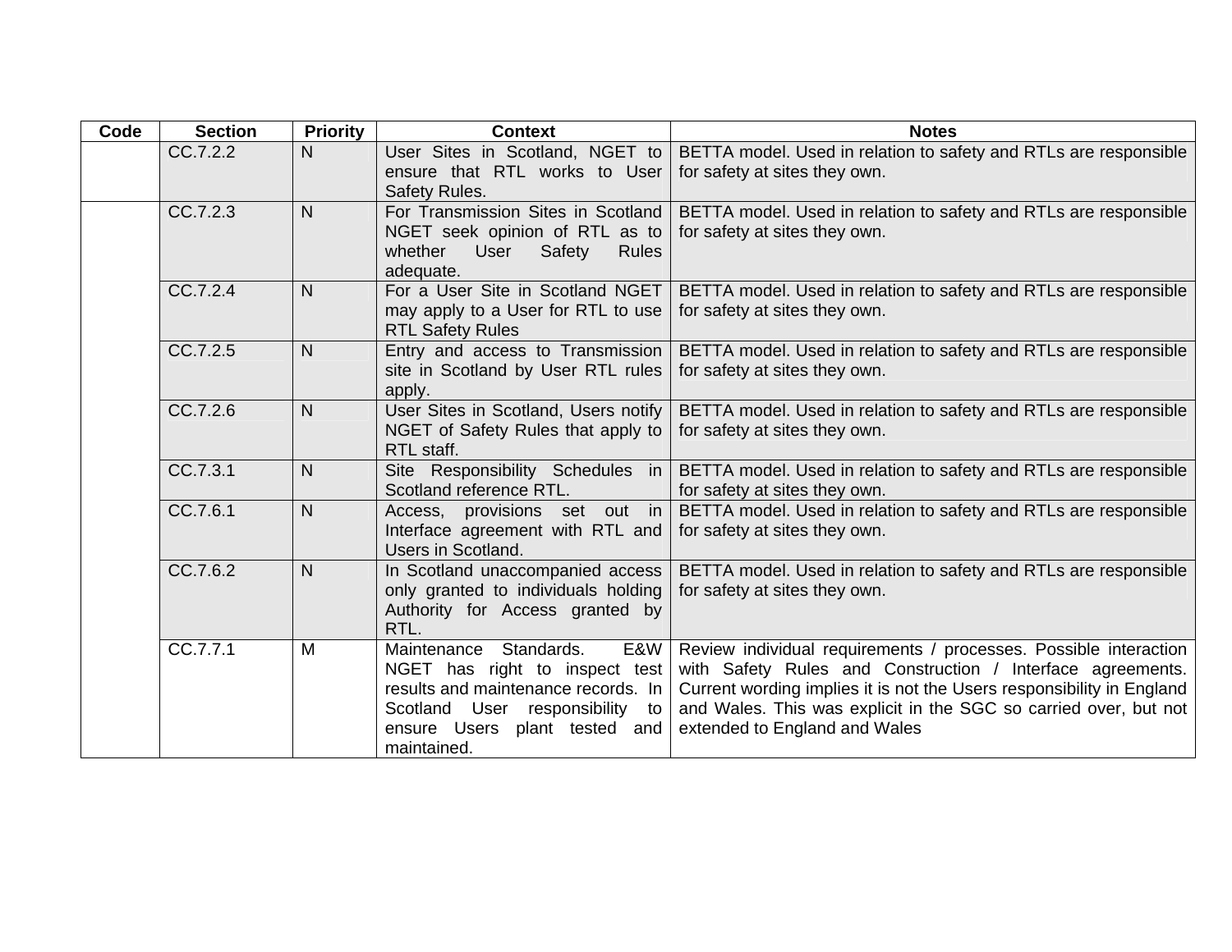| Code | Section | Priority | Context | Notes |
|---|---|---|---|---|
| | CC.7.2.2 | N | User Sites in Scotland, NGET to ensure that RTL works to User Safety Rules. | BETTA model. Used in relation to safety and RTLs are responsible for safety at sites they own. |
| | CC.7.2.3 | N | For Transmission Sites in Scotland NGET seek opinion of RTL as to whether User Safety Rules adequate. | BETTA model. Used in relation to safety and RTLs are responsible for safety at sites they own. |
| | CC.7.2.4 | N | For a User Site in Scotland NGET may apply to a User for RTL to use RTL Safety Rules | BETTA model. Used in relation to safety and RTLs are responsible for safety at sites they own. |
| | CC.7.2.5 | N | Entry and access to Transmission site in Scotland by User RTL rules apply. | BETTA model. Used in relation to safety and RTLs are responsible for safety at sites they own. |
| | CC.7.2.6 | N | User Sites in Scotland, Users notify NGET of Safety Rules that apply to RTL staff. | BETTA model. Used in relation to safety and RTLs are responsible for safety at sites they own. |
| | CC.7.3.1 | N | Site Responsibility Schedules in Scotland reference RTL. | BETTA model. Used in relation to safety and RTLs are responsible for safety at sites they own. |
| | CC.7.6.1 | N | Access, provisions set out in Interface agreement with RTL and Users in Scotland. | BETTA model. Used in relation to safety and RTLs are responsible for safety at sites they own. |
| | CC.7.6.2 | N | In Scotland unaccompanied access only granted to individuals holding Authority for Access granted by RTL. | BETTA model. Used in relation to safety and RTLs are responsible for safety at sites they own. |
| | CC.7.7.1 | M | Maintenance Standards. E&W NGET has right to inspect test results and maintenance records. In Scotland User responsibility to ensure Users plant tested and maintained. | Review individual requirements / processes. Possible interaction with Safety Rules and Construction / Interface agreements. Current wording implies it is not the Users responsibility in England and Wales. This was explicit in the SGC so carried over, but not extended to England and Wales |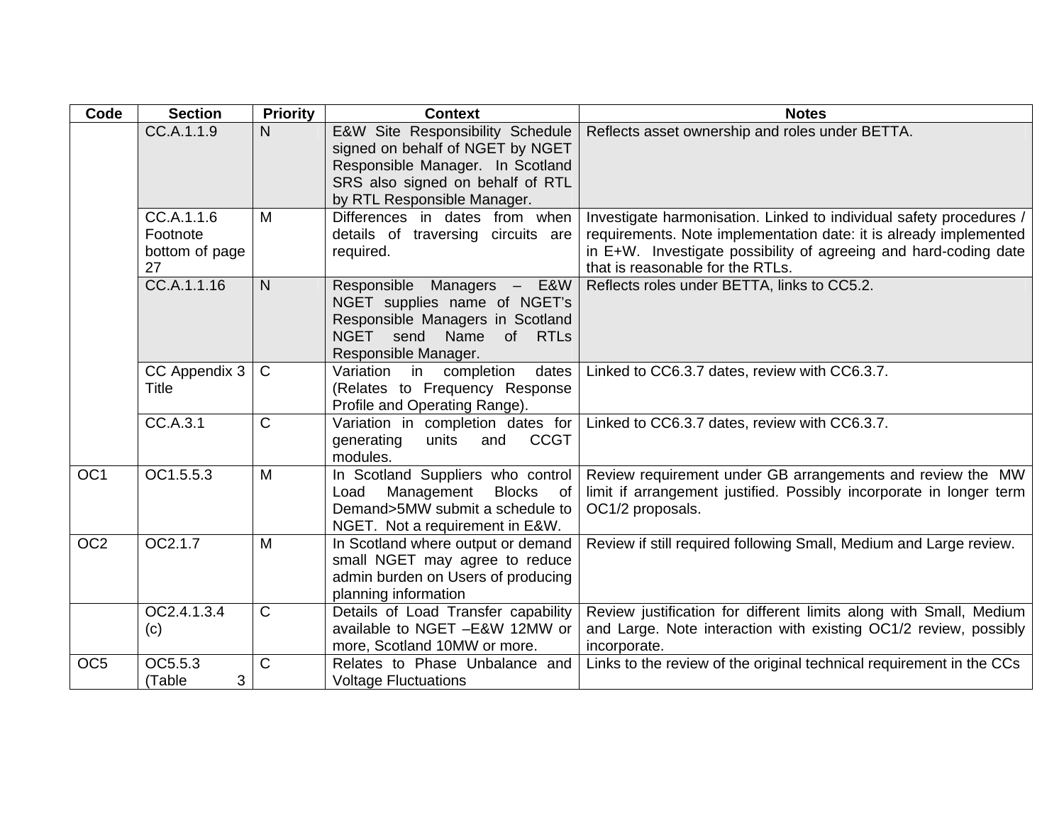| Code | Section | Priority | Context | Notes |
|---|---|---|---|---|
| | CC.A.1.1.9 | N | E&W Site Responsibility Schedule signed on behalf of NGET by NGET Responsible Manager. In Scotland SRS also signed on behalf of RTL by RTL Responsible Manager. | Reflects asset ownership and roles under BETTA. |
| | CC.A.1.1.6 Footnote bottom of page 27 | M | Differences in dates from when details of traversing circuits are required. | Investigate harmonisation. Linked to individual safety procedures / requirements. Note implementation date: it is already implemented in E+W. Investigate possibility of agreeing and hard-coding date that is reasonable for the RTLs. |
| | CC.A.1.1.16 | N | Responsible Managers – E&W NGET supplies name of NGET's Responsible Managers in Scotland NGET send Name of RTLs Responsible Manager. | Reflects roles under BETTA, links to CC5.2. |
| | CC Appendix 3 Title | C | Variation in completion dates (Relates to Frequency Response Profile and Operating Range). | Linked to CC6.3.7 dates, review with CC6.3.7. |
| | CC.A.3.1 | C | Variation in completion dates for generating units and CCGT modules. | Linked to CC6.3.7 dates, review with CC6.3.7. |
| OC1 | OC1.5.5.3 | M | In Scotland Suppliers who control Load Management Blocks of Demand>5MW submit a schedule to NGET. Not a requirement in E&W. | Review requirement under GB arrangements and review the MW limit if arrangement justified. Possibly incorporate in longer term OC1/2 proposals. |
| OC2 | OC2.1.7 | M | In Scotland where output or demand small NGET may agree to reduce admin burden on Users of producing planning information | Review if still required following Small, Medium and Large review. |
| | OC2.4.1.3.4 (c) | C | Details of Load Transfer capability available to NGET –E&W 12MW or more, Scotland 10MW or more. | Review justification for different limits along with Small, Medium and Large. Note interaction with existing OC1/2 review, possibly incorporate. |
| OC5 | OC5.5.3 (Table 3 | C | Relates to Phase Unbalance and Voltage Fluctuations | Links to the review of the original technical requirement in the CCs |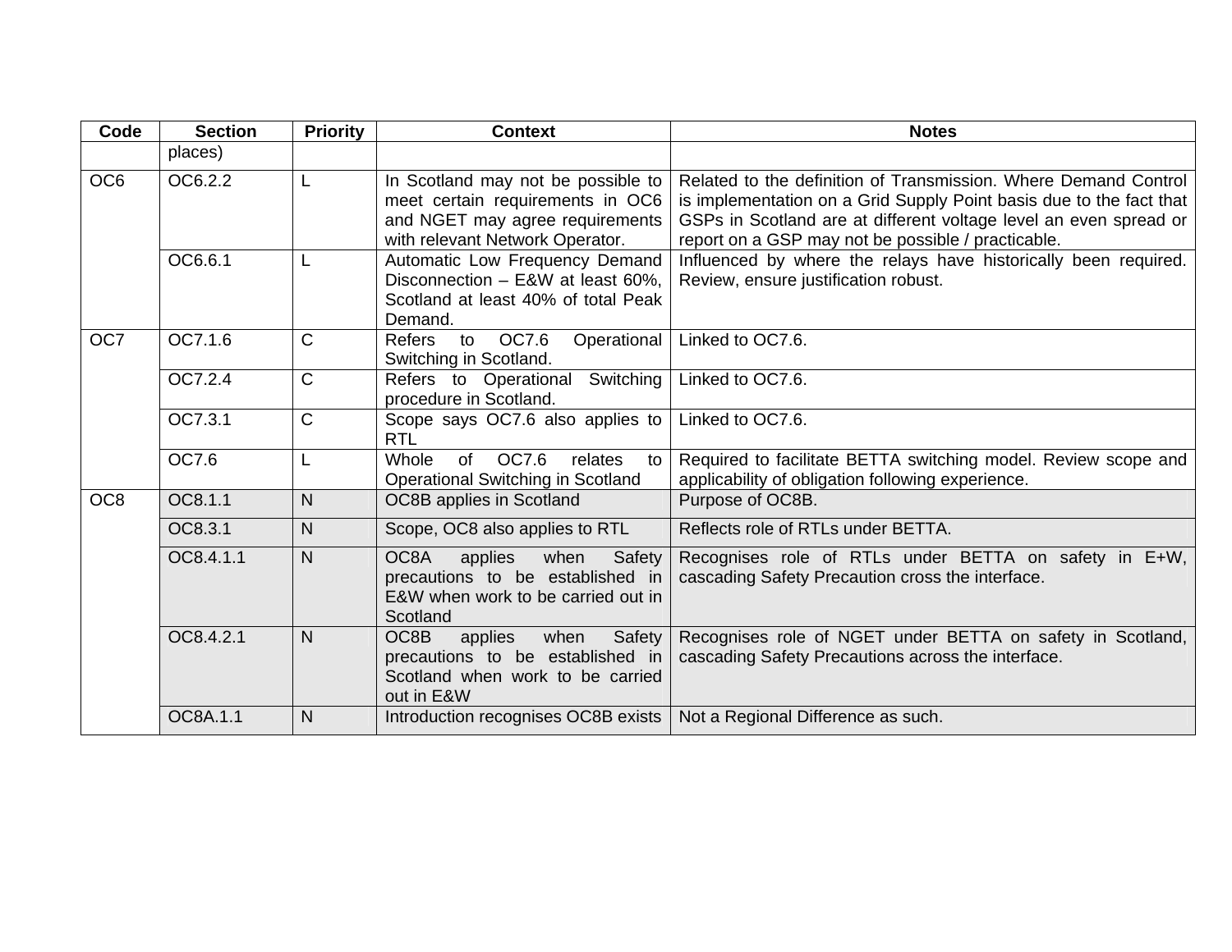| Code | Section | Priority | Context | Notes |
|---|---|---|---|---|
| | places) | | | |
| OC6 | OC6.2.2 | L | In Scotland may not be possible to meet certain requirements in OC6 and NGET may agree requirements with relevant Network Operator. | Related to the definition of Transmission. Where Demand Control is implementation on a Grid Supply Point basis due to the fact that GSPs in Scotland are at different voltage level an even spread or report on a GSP may not be possible / practicable. |
| | OC6.6.1 | L | Automatic Low Frequency Demand Disconnection – E&W at least 60%, Scotland at least 40% of total Peak Demand. | Influenced by where the relays have historically been required. Review, ensure justification robust. |
| OC7 | OC7.1.6 | C | Refers to OC7.6 Operational Switching in Scotland. | Linked to OC7.6. |
| | OC7.2.4 | C | Refers to Operational Switching procedure in Scotland. | Linked to OC7.6. |
| | OC7.3.1 | C | Scope says OC7.6 also applies to RTL | Linked to OC7.6. |
| | OC7.6 | L | Whole of OC7.6 relates to Operational Switching in Scotland | Required to facilitate BETTA switching model. Review scope and applicability of obligation following experience. |
| OC8 | OC8.1.1 | N | OC8B applies in Scotland | Purpose of OC8B. |
| | OC8.3.1 | N | Scope, OC8 also applies to RTL | Reflects role of RTLs under BETTA. |
| | OC8.4.1.1 | N | OC8A applies when Safety precautions to be established in E&W when work to be carried out in Scotland | Recognises role of RTLs under BETTA on safety in E+W, cascading Safety Precaution cross the interface. |
| | OC8.4.2.1 | N | OC8B applies when Safety precautions to be established in Scotland when work to be carried out in E&W | Recognises role of NGET under BETTA on safety in Scotland, cascading Safety Precautions across the interface. |
| | OC8A.1.1 | N | Introduction recognises OC8B exists | Not a Regional Difference as such. |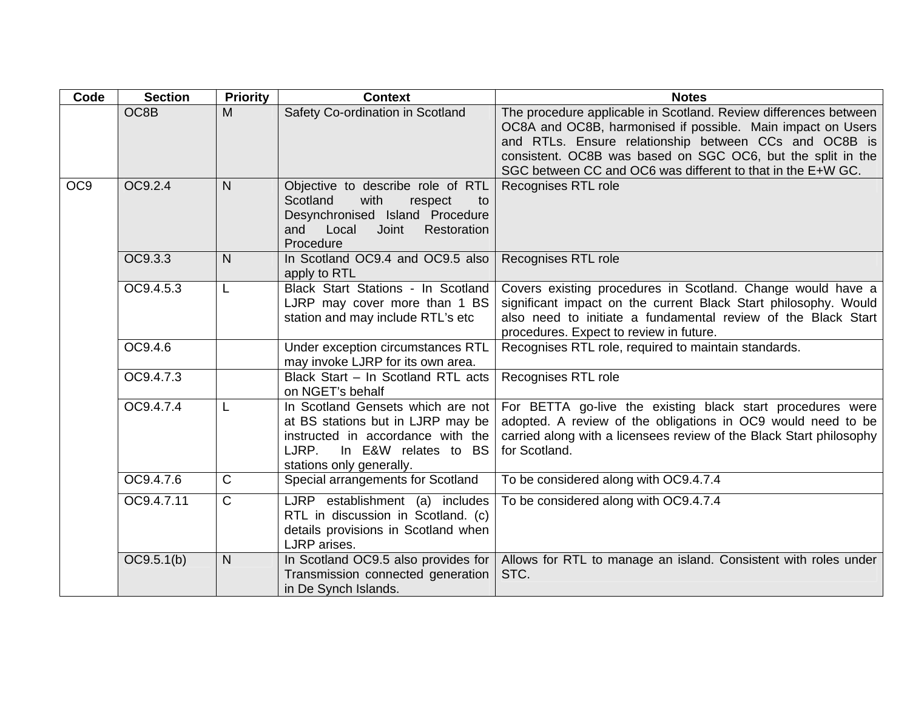| Code | Section | Priority | Context | Notes |
|---|---|---|---|---|
| | OC8B | M | Safety Co-ordination in Scotland | The procedure applicable in Scotland. Review differences between OC8A and OC8B, harmonised if possible. Main impact on Users and RTLs. Ensure relationship between CCs and OC8B is consistent. OC8B was based on SGC OC6, but the split in the SGC between CC and OC6 was different to that in the E+W GC. |
| OC9 | OC9.2.4 | N | Objective to describe role of RTL Scotland with respect to Desynchronised Island Procedure and Local Joint Restoration Procedure | Recognises RTL role |
| | OC9.3.3 | N | In Scotland OC9.4 and OC9.5 also apply to RTL | Recognises RTL role |
| | OC9.4.5.3 | L | Black Start Stations - In Scotland LJRP may cover more than 1 BS station and may include RTL's etc | Covers existing procedures in Scotland. Change would have a significant impact on the current Black Start philosophy. Would also need to initiate a fundamental review of the Black Start procedures. Expect to review in future. |
| | OC9.4.6 | | Under exception circumstances RTL may invoke LJRP for its own area. | Recognises RTL role, required to maintain standards. |
| | OC9.4.7.3 | | Black Start – In Scotland RTL acts on NGET's behalf | Recognises RTL role |
| | OC9.4.7.4 | L | In Scotland Gensets which are not at BS stations but in LJRP may be instructed in accordance with the LJRP. In E&W relates to BS stations only generally. | For BETTA go-live the existing black start procedures were adopted. A review of the obligations in OC9 would need to be carried along with a licensees review of the Black Start philosophy for Scotland. |
| | OC9.4.7.6 | C | Special arrangements for Scotland | To be considered along with OC9.4.7.4 |
| | OC9.4.7.11 | C | LJRP establishment (a) includes RTL in discussion in Scotland. (c) details provisions in Scotland when LJRP arises. | To be considered along with OC9.4.7.4 |
| | OC9.5.1(b) | N | In Scotland OC9.5 also provides for Transmission connected generation in De Synch Islands. | Allows for RTL to manage an island. Consistent with roles under STC. |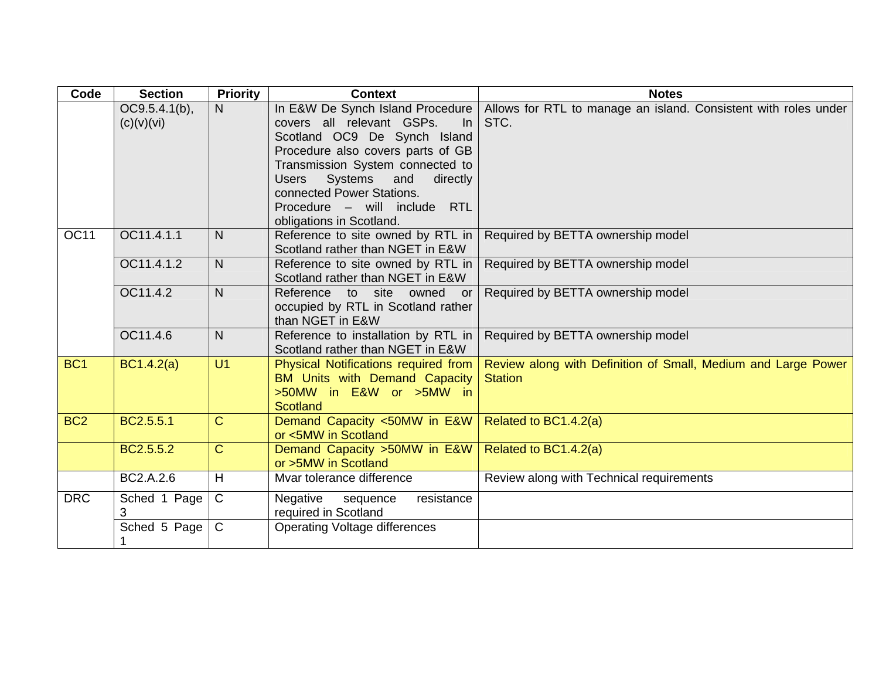| Code | Section | Priority | Context | Notes |
|---|---|---|---|---|
| | OC9.5.4.1(b), (c)(v)(vi) | N | In E&W De Synch Island Procedure covers all relevant GSPs. In Scotland OC9 De Synch Island Procedure also covers parts of GB Transmission System connected to Users Systems and directly connected Power Stations. Procedure – will include RTL obligations in Scotland. | Allows for RTL to manage an island. Consistent with roles under STC. |
| OC11 | OC11.4.1.1 | N | Reference to site owned by RTL in Scotland rather than NGET in E&W | Required by BETTA ownership model |
| | OC11.4.1.2 | N | Reference to site owned by RTL in Scotland rather than NGET in E&W | Required by BETTA ownership model |
| | OC11.4.2 | N | Reference to site owned or occupied by RTL in Scotland rather than NGET in E&W | Required by BETTA ownership model |
| | OC11.4.6 | N | Reference to installation by RTL in Scotland rather than NGET in E&W | Required by BETTA ownership model |
| BC1 | BC1.4.2(a) | U1 | Physical Notifications required from BM Units with Demand Capacity >50MW in E&W or >5MW in Scotland | Review along with Definition of Small, Medium and Large Power Station |
| BC2 | BC2.5.5.1 | C | Demand Capacity <50MW in E&W or <5MW in Scotland | Related to BC1.4.2(a) |
| | BC2.5.5.2 | C | Demand Capacity >50MW in E&W or >5MW in Scotland | Related to BC1.4.2(a) |
| | BC2.A.2.6 | H | Mvar tolerance difference | Review along with Technical requirements |
| DRC | Sched 1 Page 3 | C | Negative sequence resistance required in Scotland | |
| | Sched 5 Page 1 | C | Operating Voltage differences | |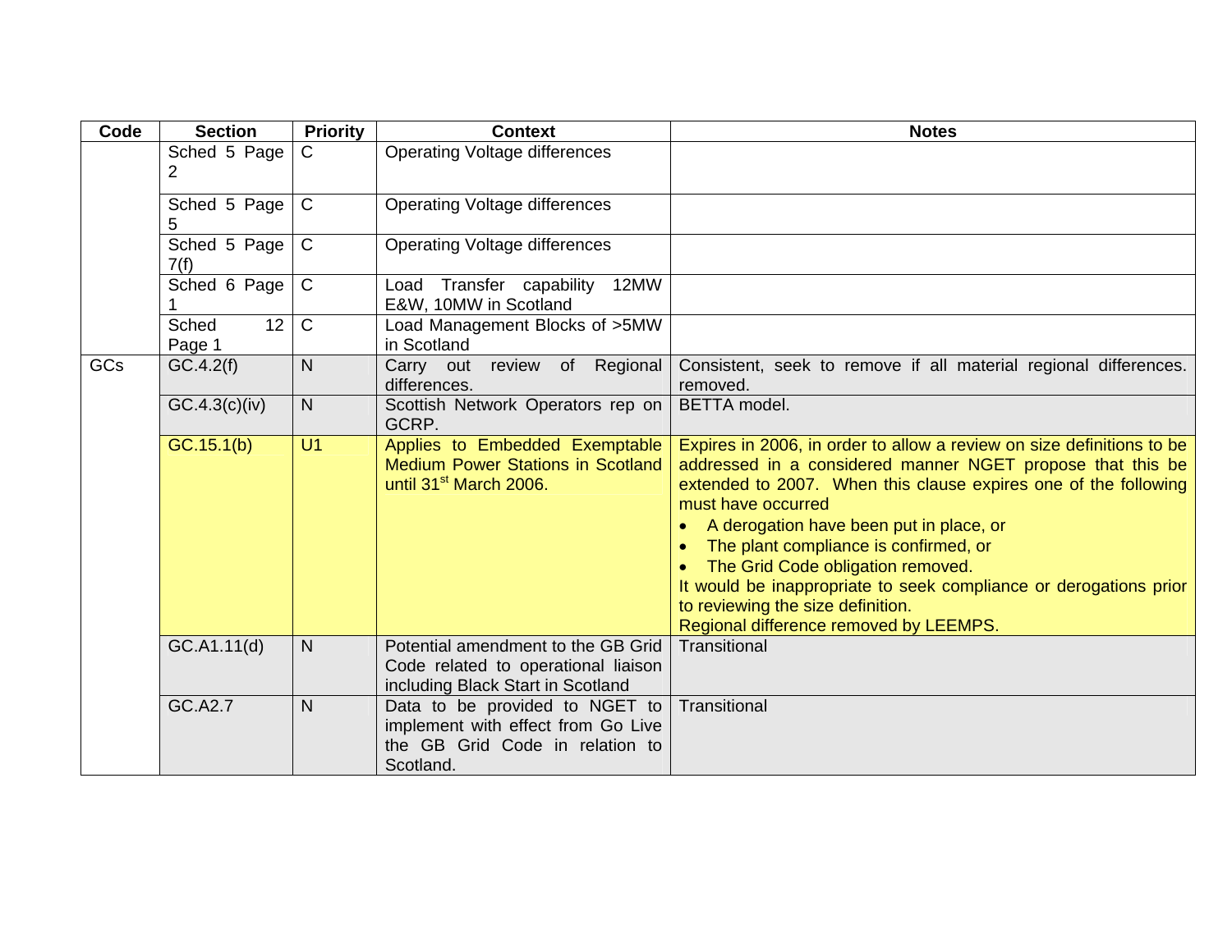| Code | Section | Priority | Context | Notes |
|---|---|---|---|---|
| | Sched 5 Page 2 | C | Operating Voltage differences | |
| | Sched 5 Page 5 | C | Operating Voltage differences | |
| | Sched 5 Page 7(f) | C | Operating Voltage differences | |
| | Sched 6 Page 1 | C | Load Transfer capability 12MW E&W, 10MW in Scotland | |
| | Sched 12 Page 1 | C | Load Management Blocks of >5MW in Scotland | |
| GCs | GC.4.2(f) | N | Carry out review of Regional differences. | Consistent, seek to remove if all material regional differences. removed. |
| | GC.4.3(c)(iv) | N | Scottish Network Operators rep on GCRP. | BETTA model. |
| | GC.15.1(b) | U1 | Applies to Embedded Exemptable Medium Power Stations in Scotland until 31st March 2006. | Expires in 2006, in order to allow a review on size definitions to be addressed in a considered manner NGET propose that this be extended to 2007. When this clause expires one of the following must have occurred<br>• A derogation have been put in place, or<br>• The plant compliance is confirmed, or<br>• The Grid Code obligation removed.<br>It would be inappropriate to seek compliance or derogations prior to reviewing the size definition.<br>Regional difference removed by LEEMPS. |
| | GC.A1.11(d) | N | Potential amendment to the GB Grid Code related to operational liaison including Black Start in Scotland | Transitional |
| | GC.A2.7 | N | Data to be provided to NGET to implement with effect from Go Live the GB Grid Code in relation to Scotland. | Transitional |